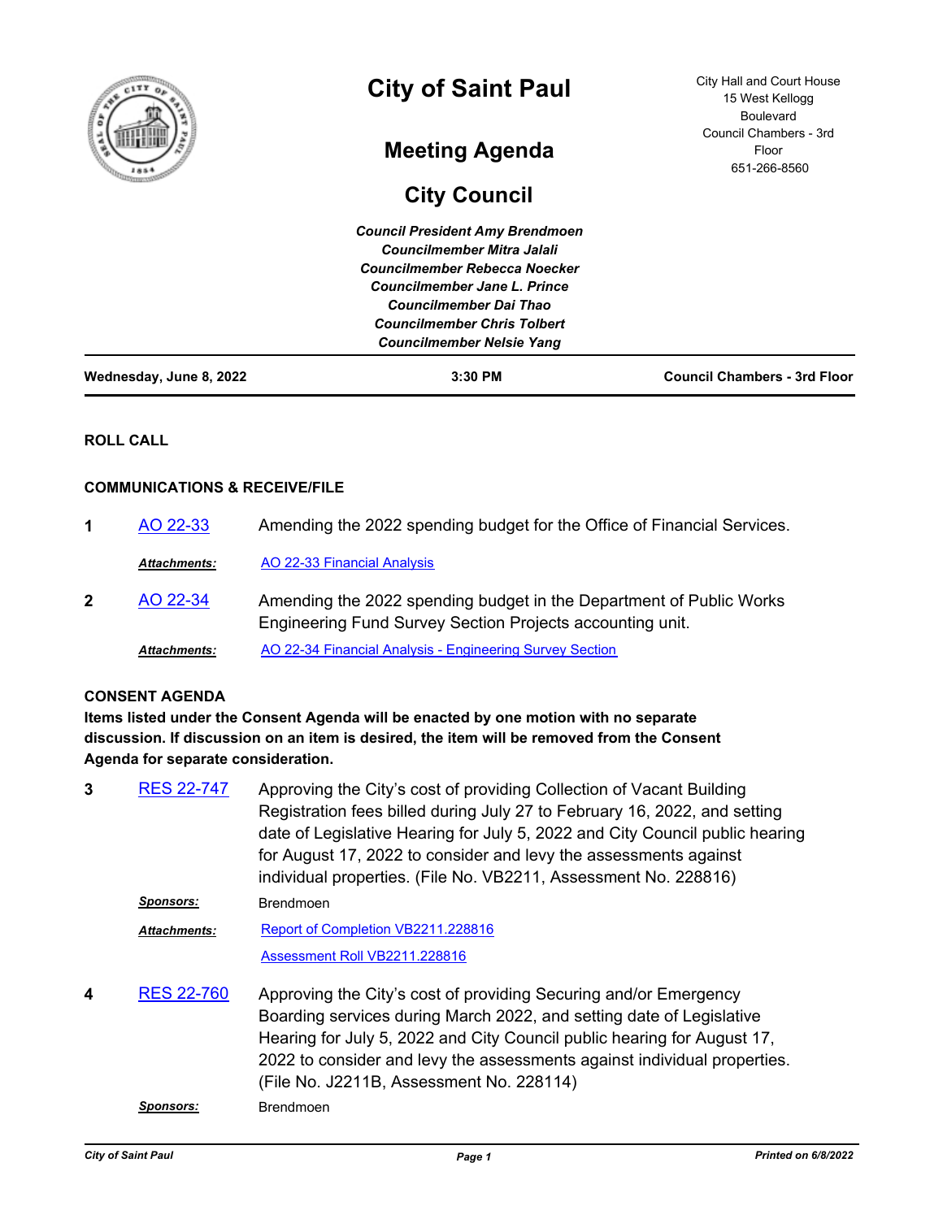# City of Saint Paul

City Hall and Court House
15 West Kellogg Boulevard
Council Chambers - 3rd Floor
651-266-8560

## Meeting Agenda

## City Council

*Council President Amy Brendmoen*
*Councilmember Mitra Jalali*
*Councilmember Rebecca Noecker*
*Councilmember Jane L. Prince*
*Councilmember Dai Thao*
*Councilmember Chris Tolbert*
*Councilmember Nelsie Yang*

**Wednesday, June 8, 2022** | **3:30 PM** | **Council Chambers - 3rd Floor**

### ROLL CALL

### COMMUNICATIONS & RECEIVE/FILE

**1** AO 22-33 — Amending the 2022 spending budget for the Office of Financial Services.

*Attachments:* AO 22-33 Financial Analysis

**2** AO 22-34 — Amending the 2022 spending budget in the Department of Public Works Engineering Fund Survey Section Projects accounting unit.

*Attachments:* AO 22-34 Financial Analysis - Engineering Survey Section

### CONSENT AGENDA

**Items listed under the Consent Agenda will be enacted by one motion with no separate discussion. If discussion on an item is desired, the item will be removed from the Consent Agenda for separate consideration.**

**3** RES 22-747 — Approving the City's cost of providing Collection of Vacant Building Registration fees billed during July 27 to February 16, 2022, and setting date of Legislative Hearing for July 5, 2022 and City Council public hearing for August 17, 2022 to consider and levy the assessments against individual properties. (File No. VB2211, Assessment No. 228816)

*Sponsors:* Brendmoen

*Attachments:* Report of Completion VB2211.228816
Assessment Roll VB2211.228816

**4** RES 22-760 — Approving the City's cost of providing Securing and/or Emergency Boarding services during March 2022, and setting date of Legislative Hearing for July 5, 2022 and City Council public hearing for August 17, 2022 to consider and levy the assessments against individual properties. (File No. J2211B, Assessment No. 228114)

*Sponsors:* Brendmoen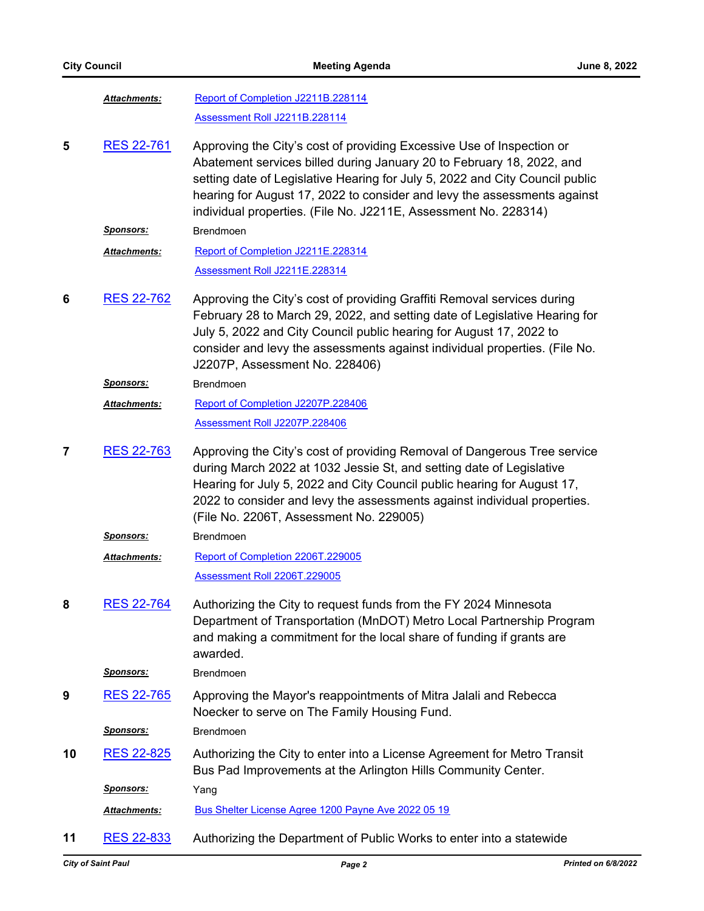***Attachments:*** [Report of Completion J2211B.228114]
[Assessment Roll J2211B.228114]

**5** [RES 22-761] Approving the City's cost of providing Excessive Use of Inspection or Abatement services billed during January 20 to February 18, 2022, and setting date of Legislative Hearing for July 5, 2022 and City Council public hearing for August 17, 2022 to consider and levy the assessments against individual properties. (File No. J2211E, Assessment No. 228314)

***Sponsors:*** Brendmoen

***Attachments:*** [Report of Completion J2211E.228314]
[Assessment Roll J2211E.228314]

**6** [RES 22-762] Approving the City's cost of providing Graffiti Removal services during February 28 to March 29, 2022, and setting date of Legislative Hearing for July 5, 2022 and City Council public hearing for August 17, 2022 to consider and levy the assessments against individual properties. (File No. J2207P, Assessment No. 228406)

***Sponsors:*** Brendmoen

***Attachments:*** [Report of Completion J2207P.228406]
[Assessment Roll J2207P.228406]

**7** [RES 22-763] Approving the City's cost of providing Removal of Dangerous Tree service during March 2022 at 1032 Jessie St, and setting date of Legislative Hearing for July 5, 2022 and City Council public hearing for August 17, 2022 to consider and levy the assessments against individual properties. (File No. 2206T, Assessment No. 229005)

***Sponsors:*** Brendmoen

***Attachments:*** [Report of Completion 2206T.229005]
[Assessment Roll 2206T.229005]

**8** [RES 22-764] Authorizing the City to request funds from the FY 2024 Minnesota Department of Transportation (MnDOT) Metro Local Partnership Program and making a commitment for the local share of funding if grants are awarded.

***Sponsors:*** Brendmoen

**9** [RES 22-765] Approving the Mayor's reappointments of Mitra Jalali and Rebecca Noecker to serve on The Family Housing Fund.

***Sponsors:*** Brendmoen

**10** [RES 22-825] Authorizing the City to enter into a License Agreement for Metro Transit Bus Pad Improvements at the Arlington Hills Community Center.

***Sponsors:*** Yang

***Attachments:*** [Bus Shelter License Agree 1200 Payne Ave 2022 05 19]

**11** [RES 22-833] Authorizing the Department of Public Works to enter into a statewide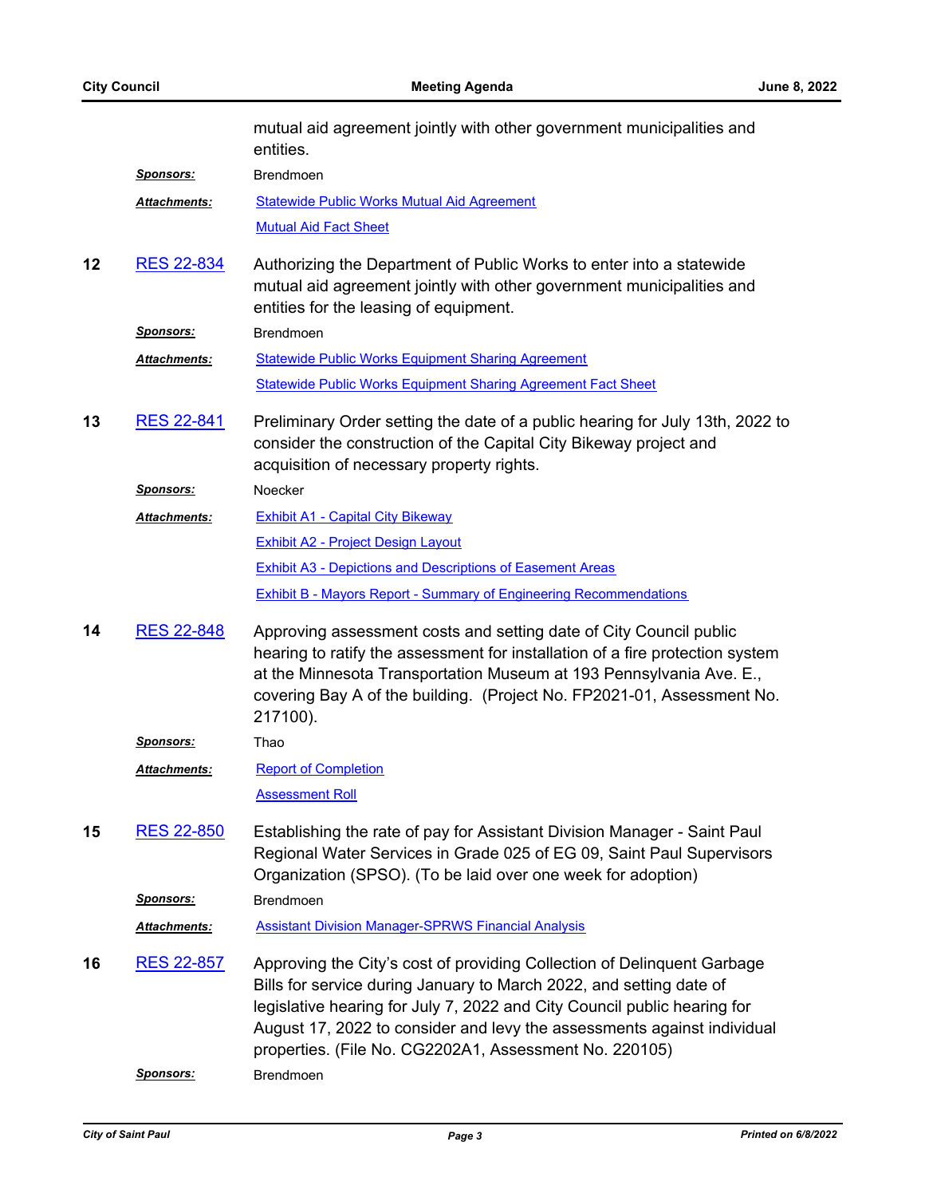mutual aid agreement jointly with other government municipalities and entities.

***Sponsors:*** Brendmoen

***Attachments:*** Statewide Public Works Mutual Aid Agreement

Mutual Aid Fact Sheet

**12** RES 22-834

Authorizing the Department of Public Works to enter into a statewide mutual aid agreement jointly with other government municipalities and entities for the leasing of equipment.

***Sponsors:*** Brendmoen

***Attachments:*** Statewide Public Works Equipment Sharing Agreement

Statewide Public Works Equipment Sharing Agreement Fact Sheet

**13** RES 22-841

Preliminary Order setting the date of a public hearing for July 13th, 2022 to consider the construction of the Capital City Bikeway project and acquisition of necessary property rights.

***Sponsors:*** Noecker

***Attachments:*** Exhibit A1 - Capital City Bikeway

Exhibit A2 - Project Design Layout

Exhibit A3 - Depictions and Descriptions of Easement Areas

Exhibit B - Mayors Report - Summary of Engineering Recommendations

**14** RES 22-848

Approving assessment costs and setting date of City Council public hearing to ratify the assessment for installation of a fire protection system at the Minnesota Transportation Museum at 193 Pennsylvania Ave. E., covering Bay A of the building. (Project No. FP2021-01, Assessment No. 217100).

***Sponsors:*** Thao

***Attachments:*** Report of Completion

Assessment Roll

**15** RES 22-850

Establishing the rate of pay for Assistant Division Manager - Saint Paul Regional Water Services in Grade 025 of EG 09, Saint Paul Supervisors Organization (SPSO). (To be laid over one week for adoption)

***Sponsors:*** Brendmoen

***Attachments:*** Assistant Division Manager-SPRWS Financial Analysis

**16** RES 22-857

Approving the City's cost of providing Collection of Delinquent Garbage Bills for service during January to March 2022, and setting date of legislative hearing for July 7, 2022 and City Council public hearing for August 17, 2022 to consider and levy the assessments against individual properties. (File No. CG2202A1, Assessment No. 220105)

***Sponsors:*** Brendmoen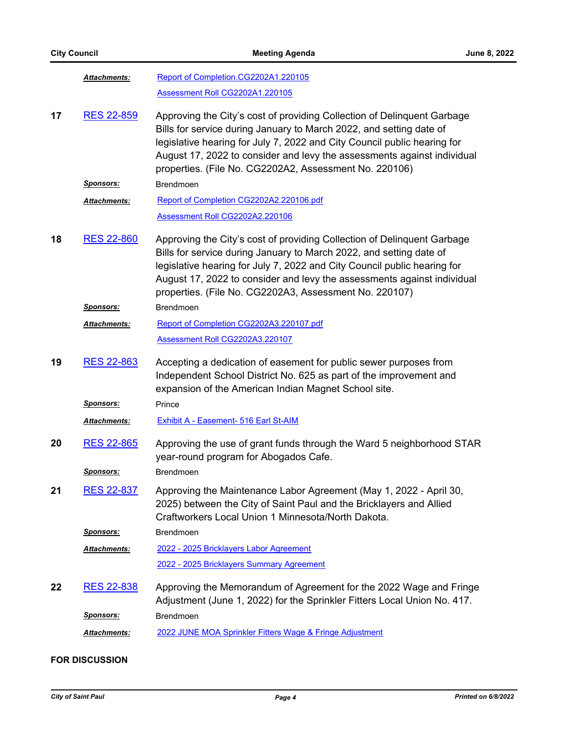***Attachments:*** Report of Completion.CG2202A1.220105

Assessment Roll CG2202A1.220105

**17** RES 22-859 Approving the City's cost of providing Collection of Delinquent Garbage Bills for service during January to March 2022, and setting date of legislative hearing for July 7, 2022 and City Council public hearing for August 17, 2022 to consider and levy the assessments against individual properties. (File No. CG2202A2, Assessment No. 220106)

***Sponsors:*** Brendmoen

***Attachments:*** Report of Completion CG2202A2.220106.pdf

Assessment Roll CG2202A2.220106

**18** RES 22-860 Approving the City's cost of providing Collection of Delinquent Garbage Bills for service during January to March 2022, and setting date of legislative hearing for July 7, 2022 and City Council public hearing for August 17, 2022 to consider and levy the assessments against individual properties. (File No. CG2202A3, Assessment No. 220107)

***Sponsors:*** Brendmoen

***Attachments:*** Report of Completion CG2202A3.220107.pdf

Assessment Roll CG2202A3.220107

**19** RES 22-863 Accepting a dedication of easement for public sewer purposes from Independent School District No. 625 as part of the improvement and expansion of the American Indian Magnet School site.

***Sponsors:*** Prince

***Attachments:*** Exhibit A - Easement- 516 Earl St-AIM

**20** RES 22-865 Approving the use of grant funds through the Ward 5 neighborhood STAR year-round program for Abogados Cafe.

***Sponsors:*** Brendmoen

**21** RES 22-837 Approving the Maintenance Labor Agreement (May 1, 2022 - April 30, 2025) between the City of Saint Paul and the Bricklayers and Allied Craftworkers Local Union 1 Minnesota/North Dakota.

***Sponsors:*** Brendmoen

***Attachments:*** 2022 - 2025 Bricklayers Labor Agreement

2022 - 2025 Bricklayers Summary Agreement

**22** RES 22-838 Approving the Memorandum of Agreement for the 2022 Wage and Fringe Adjustment (June 1, 2022) for the Sprinkler Fitters Local Union No. 417.

***Sponsors:*** Brendmoen

***Attachments:*** 2022 JUNE MOA Sprinkler Fitters Wage & Fringe Adjustment

**FOR DISCUSSION**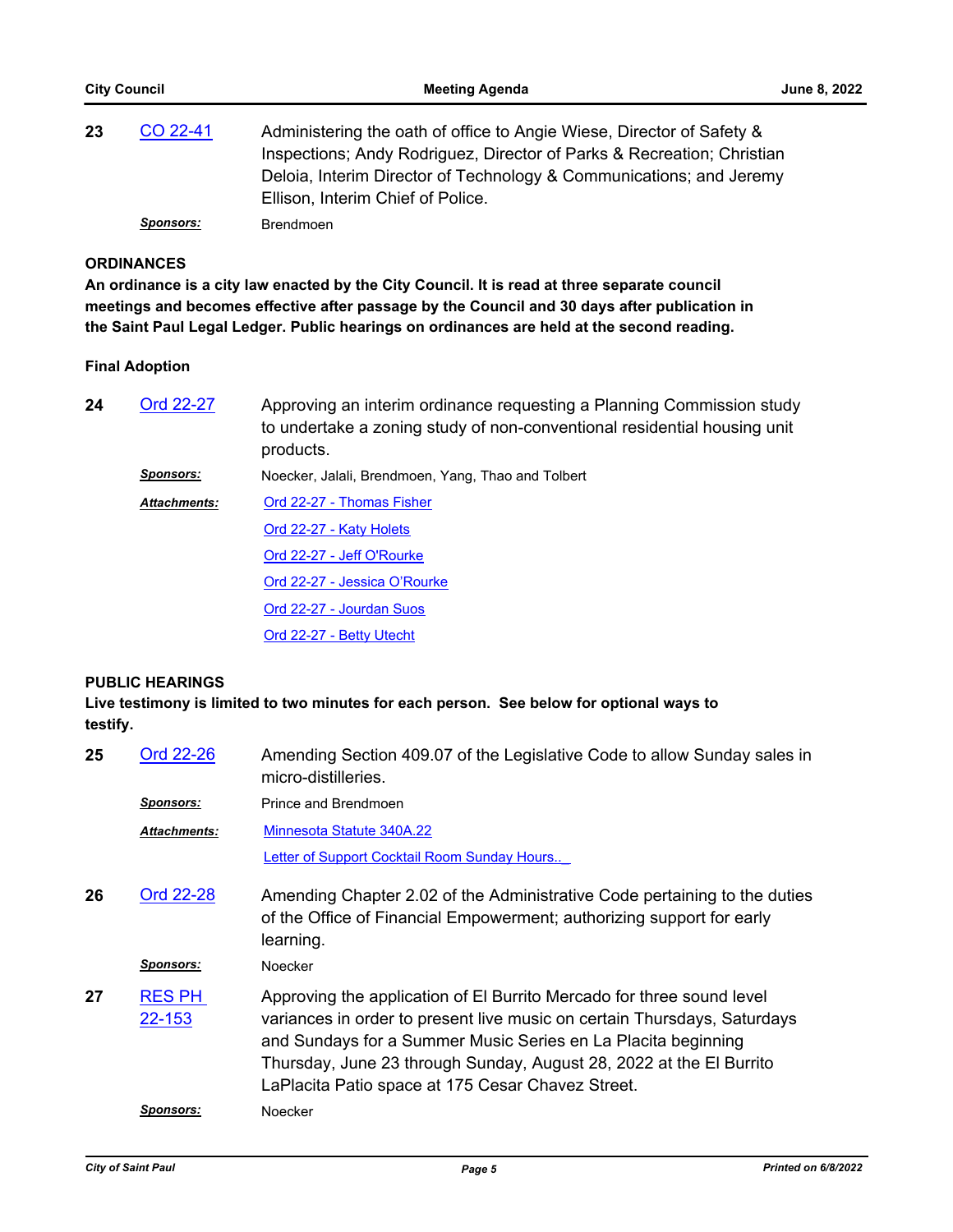**23** CO 22-41

Administering the oath of office to Angie Wiese, Director of Safety & Inspections; Andy Rodriguez, Director of Parks & Recreation; Christian Deloia, Interim Director of Technology & Communications; and Jeremy Ellison, Interim Chief of Police.

***Sponsors:*** Brendmoen

## ORDINANCES

**An ordinance is a city law enacted by the City Council. It is read at three separate council meetings and becomes effective after passage by the Council and 30 days after publication in the Saint Paul Legal Ledger. Public hearings on ordinances are held at the second reading.**

### Final Adoption

**24** Ord 22-27

Approving an interim ordinance requesting a Planning Commission study to undertake a zoning study of non-conventional residential housing unit products.

***Sponsors:*** Noecker, Jalali, Brendmoen, Yang, Thao and Tolbert

***Attachments:***
- Ord 22-27 - Thomas Fisher
- Ord 22-27 - Katy Holets
- Ord 22-27 - Jeff O'Rourke
- Ord 22-27 - Jessica O'Rourke
- Ord 22-27 - Jourdan Suos
- Ord 22-27 - Betty Utecht

## PUBLIC HEARINGS

**Live testimony is limited to two minutes for each person. See below for optional ways to testify.**

**25** Ord 22-26

Amending Section 409.07 of the Legislative Code to allow Sunday sales in micro-distilleries.

***Sponsors:*** Prince and Brendmoen

***Attachments:***
- Minnesota Statute 340A.22
- Letter of Support Cocktail Room Sunday Hours..

**26** Ord 22-28

Amending Chapter 2.02 of the Administrative Code pertaining to the duties of the Office of Financial Empowerment; authorizing support for early learning.

***Sponsors:*** Noecker

**27** RES PH 22-153

Approving the application of El Burrito Mercado for three sound level variances in order to present live music on certain Thursdays, Saturdays and Sundays for a Summer Music Series en La Placita beginning Thursday, June 23 through Sunday, August 28, 2022 at the El Burrito LaPlacita Patio space at 175 Cesar Chavez Street.

***Sponsors:*** Noecker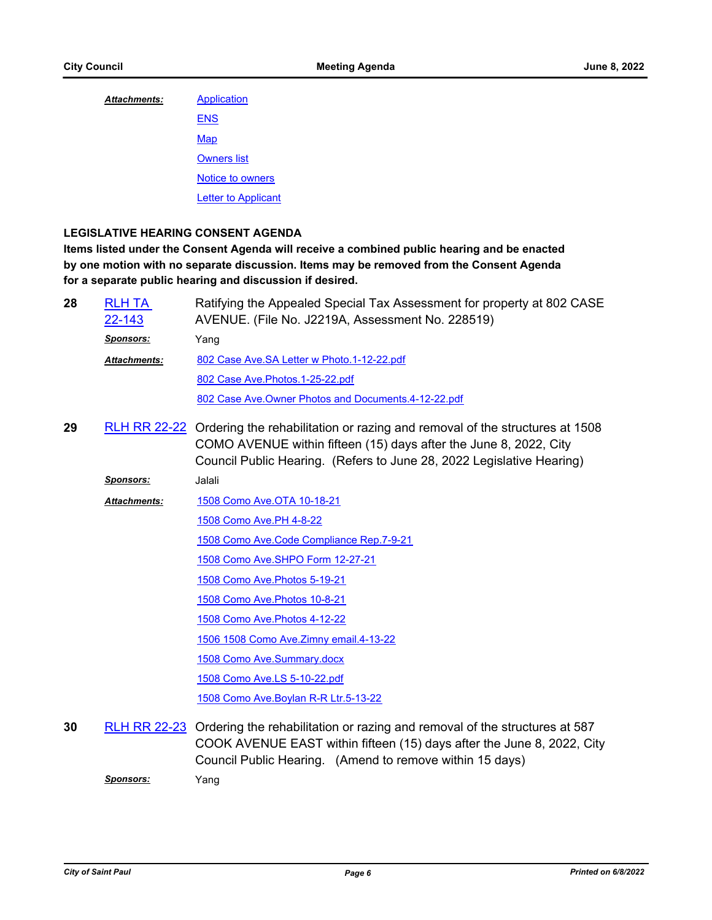***Attachments:*** Application

ENS

Map

Owners list

Notice to owners

Letter to Applicant

## LEGISLATIVE HEARING CONSENT AGENDA

**Items listed under the Consent Agenda will receive a combined public hearing and be enacted by one motion with no separate discussion. Items may be removed from the Consent Agenda for a separate public hearing and discussion if desired.**

**28** RLH TA 22-143 — Ratifying the Appealed Special Tax Assessment for property at 802 CASE AVENUE. (File No. J2219A, Assessment No. 228519)

***Sponsors:*** Yang

***Attachments:*** 802 Case Ave.SA Letter w Photo.1-12-22.pdf

802 Case Ave.Photos.1-25-22.pdf

802 Case Ave.Owner Photos and Documents.4-12-22.pdf

**29** RLH RR 22-22 — Ordering the rehabilitation or razing and removal of the structures at 1508 COMO AVENUE within fifteen (15) days after the June 8, 2022, City Council Public Hearing. (Refers to June 28, 2022 Legislative Hearing)

***Sponsors:*** Jalali

***Attachments:*** 1508 Como Ave.OTA 10-18-21

1508 Como Ave.PH 4-8-22

1508 Como Ave.Code Compliance Rep.7-9-21

1508 Como Ave.SHPO Form 12-27-21

1508 Como Ave.Photos 5-19-21

1508 Como Ave.Photos 10-8-21

1508 Como Ave.Photos 4-12-22

1506 1508 Como Ave.Zimny email.4-13-22

1508 Como Ave.Summary.docx

1508 Como Ave.LS 5-10-22.pdf

1508 Como Ave.Boylan R-R Ltr.5-13-22

**30** RLH RR 22-23 — Ordering the rehabilitation or razing and removal of the structures at 587 COOK AVENUE EAST within fifteen (15) days after the June 8, 2022, City Council Public Hearing. (Amend to remove within 15 days)

***Sponsors:*** Yang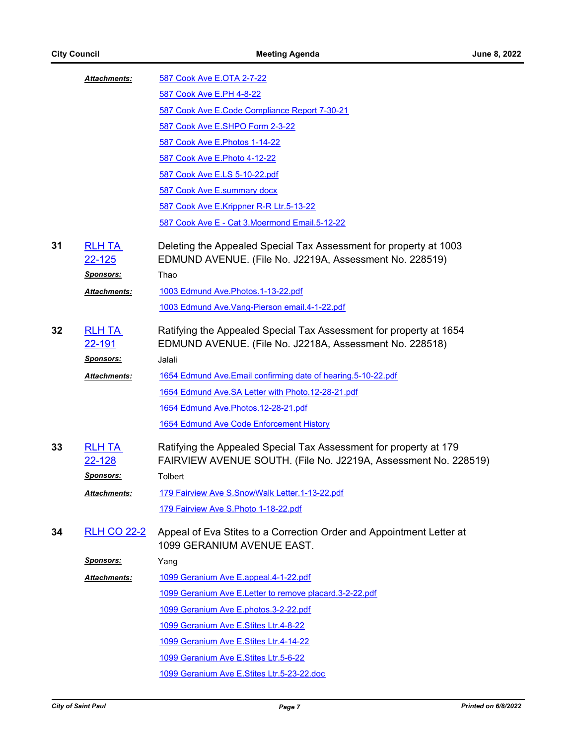***Attachments:***

587 Cook Ave E.OTA 2-7-22

587 Cook Ave E.PH 4-8-22

587 Cook Ave E.Code Compliance Report 7-30-21

587 Cook Ave E.SHPO Form 2-3-22

587 Cook Ave E.Photos 1-14-22

587 Cook Ave E.Photo 4-12-22

587 Cook Ave E.LS 5-10-22.pdf

587 Cook Ave E.summary docx

587 Cook Ave E.Krippner R-R Ltr.5-13-22

587 Cook Ave E - Cat 3.Moermond Email.5-12-22

**31** RLH TA 22-125

Deleting the Appealed Special Tax Assessment for property at 1003 EDMUND AVENUE. (File No. J2219A, Assessment No. 228519)

***Sponsors:*** Thao

***Attachments:***

1003 Edmund Ave.Photos.1-13-22.pdf

1003 Edmund Ave.Vang-Pierson email.4-1-22.pdf

**32** RLH TA 22-191

Ratifying the Appealed Special Tax Assessment for property at 1654 EDMUND AVENUE. (File No. J2218A, Assessment No. 228518)

***Sponsors:*** Jalali

***Attachments:***

1654 Edmund Ave.Email confirming date of hearing.5-10-22.pdf

1654 Edmund Ave.SA Letter with Photo.12-28-21.pdf

1654 Edmund Ave.Photos.12-28-21.pdf

1654 Edmund Ave Code Enforcement History

**33** RLH TA 22-128

Ratifying the Appealed Special Tax Assessment for property at 179 FAIRVIEW AVENUE SOUTH. (File No. J2219A, Assessment No. 228519)

***Sponsors:*** Tolbert

***Attachments:***

179 Fairview Ave S.SnowWalk Letter.1-13-22.pdf

179 Fairview Ave S.Photo 1-18-22.pdf

**34** RLH CO 22-2

Appeal of Eva Stites to a Correction Order and Appointment Letter at 1099 GERANIUM AVENUE EAST.

***Sponsors:*** Yang

***Attachments:***

1099 Geranium Ave E.appeal.4-1-22.pdf

1099 Geranium Ave E.Letter to remove placard.3-2-22.pdf

1099 Geranium Ave E.photos.3-2-22.pdf

1099 Geranium Ave E.Stites Ltr.4-8-22

1099 Geranium Ave E.Stites Ltr.4-14-22

1099 Geranium Ave E.Stites Ltr.5-6-22

1099 Geranium Ave E.Stites Ltr.5-23-22.doc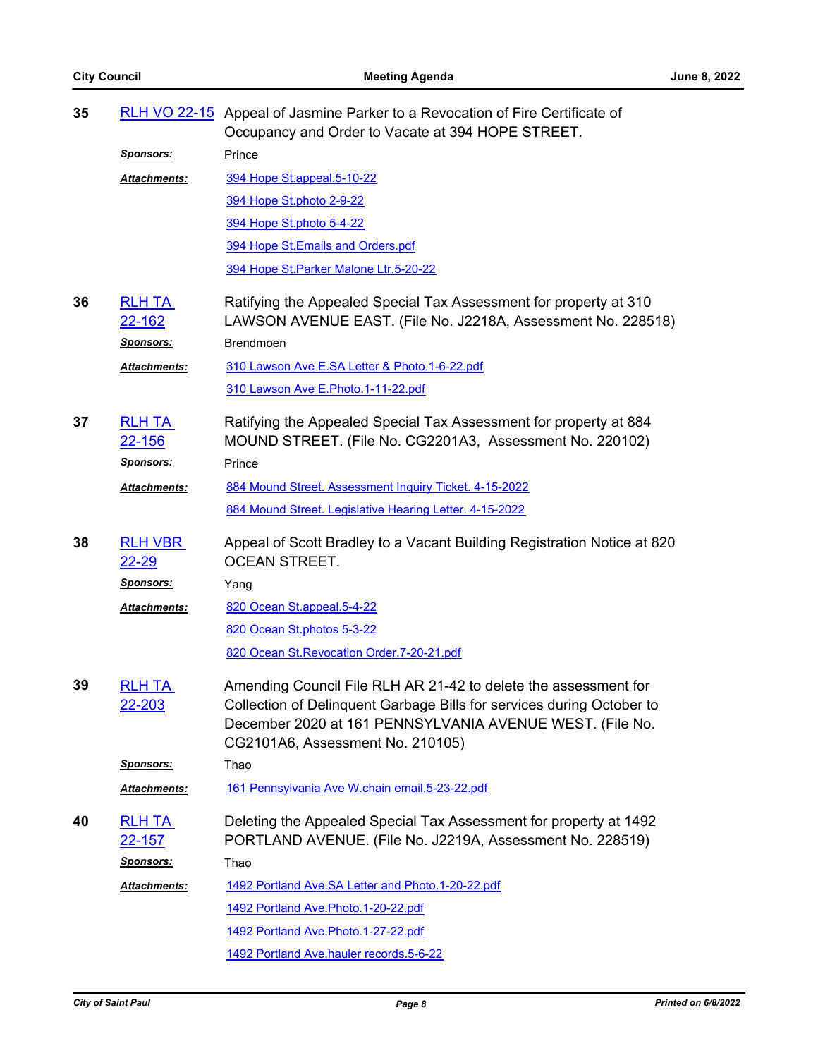**35** RLH VO 22-15 Appeal of Jasmine Parker to a Revocation of Fire Certificate of Occupancy and Order to Vacate at 394 HOPE STREET.

***Sponsors:*** Prince

***Attachments:***
- 394 Hope St.appeal.5-10-22
- 394 Hope St.photo 2-9-22
- 394 Hope St.photo 5-4-22
- 394 Hope St.Emails and Orders.pdf
- 394 Hope St.Parker Malone Ltr.5-20-22

**36** RLH TA 22-162 Ratifying the Appealed Special Tax Assessment for property at 310 LAWSON AVENUE EAST. (File No. J2218A, Assessment No. 228518)

***Sponsors:*** Brendmoen

***Attachments:***
- 310 Lawson Ave E.SA Letter & Photo.1-6-22.pdf
- 310 Lawson Ave E.Photo.1-11-22.pdf

**37** RLH TA 22-156 Ratifying the Appealed Special Tax Assessment for property at 884 MOUND STREET. (File No. CG2201A3, Assessment No. 220102)

***Sponsors:*** Prince

***Attachments:***
- 884 Mound Street. Assessment Inquiry Ticket. 4-15-2022
- 884 Mound Street. Legislative Hearing Letter. 4-15-2022

**38** RLH VBR 22-29 Appeal of Scott Bradley to a Vacant Building Registration Notice at 820 OCEAN STREET.

***Sponsors:*** Yang

***Attachments:***
- 820 Ocean St.appeal.5-4-22
- 820 Ocean St.photos 5-3-22
- 820 Ocean St.Revocation Order.7-20-21.pdf

**39** RLH TA 22-203 Amending Council File RLH AR 21-42 to delete the assessment for Collection of Delinquent Garbage Bills for services during October to December 2020 at 161 PENNSYLVANIA AVENUE WEST. (File No. CG2101A6, Assessment No. 210105)

***Sponsors:*** Thao

***Attachments:***
- 161 Pennsylvania Ave W.chain email.5-23-22.pdf

**40** RLH TA 22-157 Deleting the Appealed Special Tax Assessment for property at 1492 PORTLAND AVENUE. (File No. J2219A, Assessment No. 228519)

***Sponsors:*** Thao

***Attachments:***
- 1492 Portland Ave.SA Letter and Photo.1-20-22.pdf
- 1492 Portland Ave.Photo.1-20-22.pdf
- 1492 Portland Ave.Photo.1-27-22.pdf
- 1492 Portland Ave.hauler records.5-6-22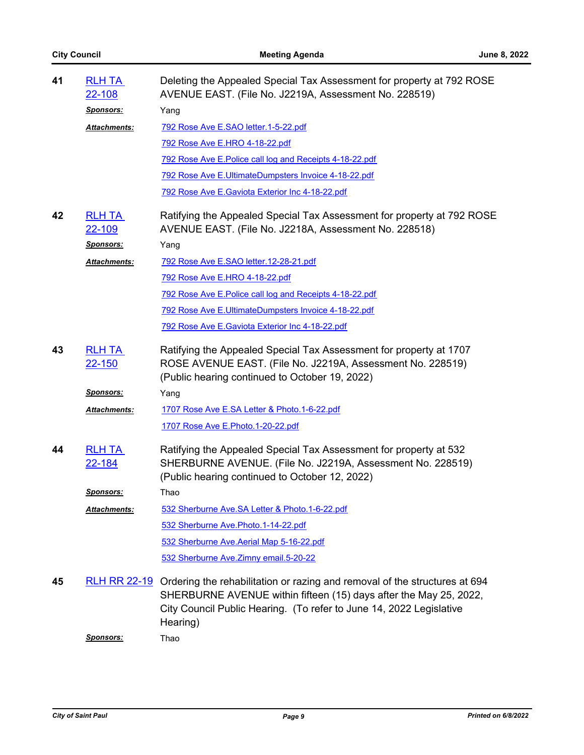**41** **RLH TA 22-108**

Deleting the Appealed Special Tax Assessment for property at 792 ROSE AVENUE EAST. (File No. J2219A, Assessment No. 228519)

***Sponsors:*** Yang

***Attachments:***
- 792 Rose Ave E.SAO letter.1-5-22.pdf
- 792 Rose Ave E.HRO 4-18-22.pdf
- 792 Rose Ave E.Police call log and Receipts 4-18-22.pdf
- 792 Rose Ave E.UltimateDumpsters Invoice 4-18-22.pdf
- 792 Rose Ave E.Gaviota Exterior Inc 4-18-22.pdf

**42** **RLH TA 22-109**

Ratifying the Appealed Special Tax Assessment for property at 792 ROSE AVENUE EAST. (File No. J2218A, Assessment No. 228518)

***Sponsors:*** Yang

***Attachments:***
- 792 Rose Ave E.SAO letter.12-28-21.pdf
- 792 Rose Ave E.HRO 4-18-22.pdf
- 792 Rose Ave E.Police call log and Receipts 4-18-22.pdf
- 792 Rose Ave E.UltimateDumpsters Invoice 4-18-22.pdf
- 792 Rose Ave E.Gaviota Exterior Inc 4-18-22.pdf

**43** **RLH TA 22-150**

Ratifying the Appealed Special Tax Assessment for property at 1707 ROSE AVENUE EAST. (File No. J2219A, Assessment No. 228519) (Public hearing continued to October 19, 2022)

***Sponsors:*** Yang

***Attachments:***
- 1707 Rose Ave E.SA Letter & Photo.1-6-22.pdf
- 1707 Rose Ave E.Photo.1-20-22.pdf

**44** **RLH TA 22-184**

Ratifying the Appealed Special Tax Assessment for property at 532 SHERBURNE AVENUE. (File No. J2219A, Assessment No. 228519) (Public hearing continued to October 12, 2022)

***Sponsors:*** Thao

***Attachments:***
- 532 Sherburne Ave.SA Letter & Photo.1-6-22.pdf
- 532 Sherburne Ave.Photo.1-14-22.pdf
- 532 Sherburne Ave.Aerial Map 5-16-22.pdf
- 532 Sherburne Ave.Zimny email.5-20-22

**45** **RLH RR 22-19**

Ordering the rehabilitation or razing and removal of the structures at 694 SHERBURNE AVENUE within fifteen (15) days after the May 25, 2022, City Council Public Hearing. (To refer to June 14, 2022 Legislative Hearing)

***Sponsors:*** Thao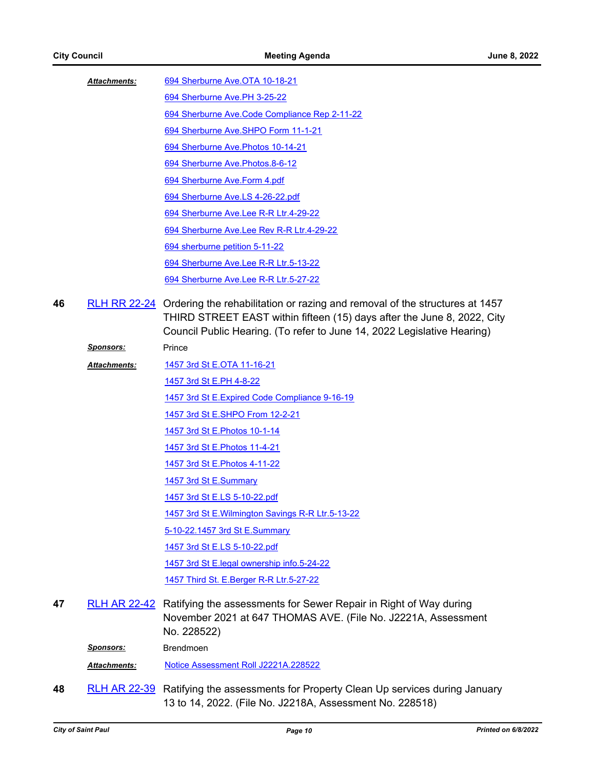***Attachments:***

694 Sherburne Ave.OTA 10-18-21
694 Sherburne Ave.PH 3-25-22
694 Sherburne Ave.Code Compliance Rep 2-11-22
694 Sherburne Ave.SHPO Form 11-1-21
694 Sherburne Ave.Photos 10-14-21
694 Sherburne Ave.Photos.8-6-12
694 Sherburne Ave.Form 4.pdf
694 Sherburne Ave.LS 4-26-22.pdf
694 Sherburne Ave.Lee R-R Ltr.4-29-22
694 Sherburne Ave.Lee Rev R-R Ltr.4-29-22
694 sherburne petition 5-11-22
694 Sherburne Ave.Lee R-R Ltr.5-13-22
694 Sherburne Ave.Lee R-R Ltr.5-27-22

**46** RLH RR 22-24 Ordering the rehabilitation or razing and removal of the structures at 1457 THIRD STREET EAST within fifteen (15) days after the June 8, 2022, City Council Public Hearing. (To refer to June 14, 2022 Legislative Hearing)

***Sponsors:*** Prince

***Attachments:***

1457 3rd St E.OTA 11-16-21
1457 3rd St E.PH 4-8-22
1457 3rd St E.Expired Code Compliance 9-16-19
1457 3rd St E.SHPO From 12-2-21
1457 3rd St E.Photos 10-1-14
1457 3rd St E.Photos 11-4-21
1457 3rd St E.Photos 4-11-22
1457 3rd St E.Summary
1457 3rd St E.LS 5-10-22.pdf
1457 3rd St E.Wilmington Savings R-R Ltr.5-13-22
5-10-22.1457 3rd St E.Summary
1457 3rd St E.LS 5-10-22.pdf
1457 3rd St E.legal ownership info.5-24-22
1457 Third St. E.Berger R-R Ltr.5-27-22

**47** RLH AR 22-42 Ratifying the assessments for Sewer Repair in Right of Way during November 2021 at 647 THOMAS AVE. (File No. J2221A, Assessment No. 228522)

***Sponsors:*** Brendmoen

***Attachments:*** Notice Assessment Roll J2221A.228522

**48** RLH AR 22-39 Ratifying the assessments for Property Clean Up services during January 13 to 14, 2022. (File No. J2218A, Assessment No. 228518)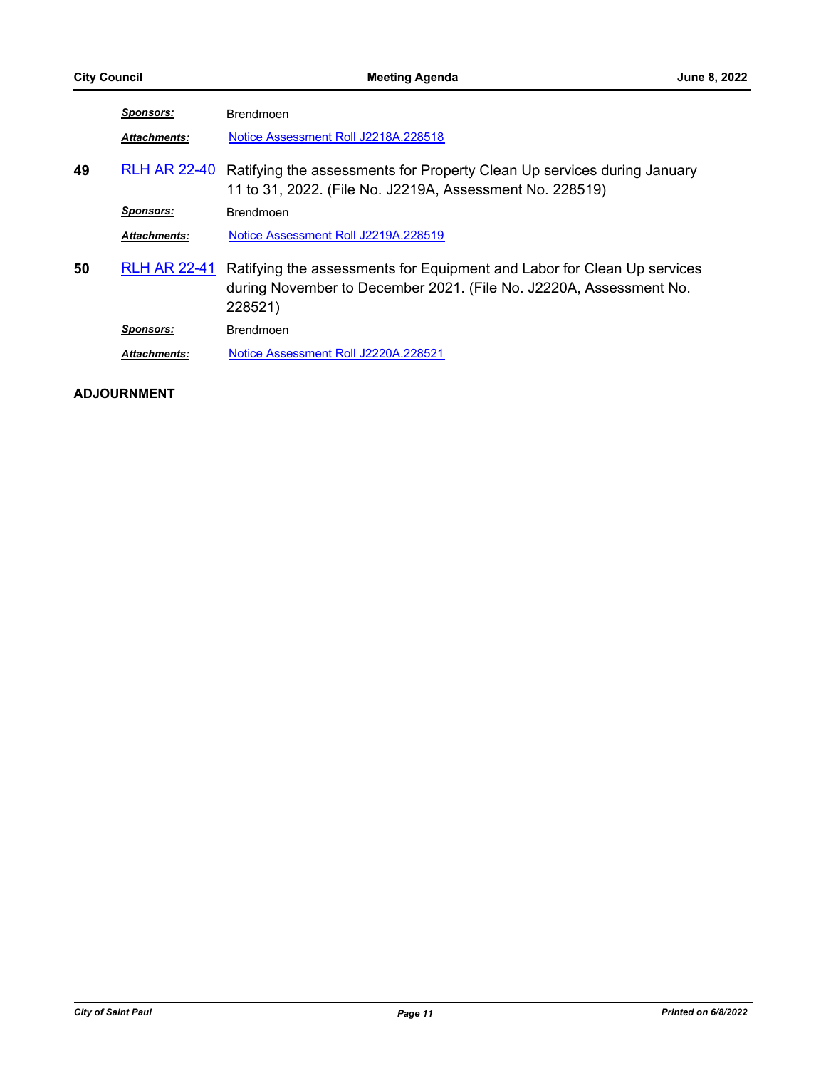***Sponsors:*** Brendmoen

***Attachments:*** Notice Assessment Roll J2218A.228518

**49** RLH AR 22-40 Ratifying the assessments for Property Clean Up services during January 11 to 31, 2022. (File No. J2219A, Assessment No. 228519)

***Sponsors:*** Brendmoen

***Attachments:*** Notice Assessment Roll J2219A.228519

**50** RLH AR 22-41 Ratifying the assessments for Equipment and Labor for Clean Up services during November to December 2021. (File No. J2220A, Assessment No. 228521)

***Sponsors:*** Brendmoen

***Attachments:*** Notice Assessment Roll J2220A.228521

**ADJOURNMENT**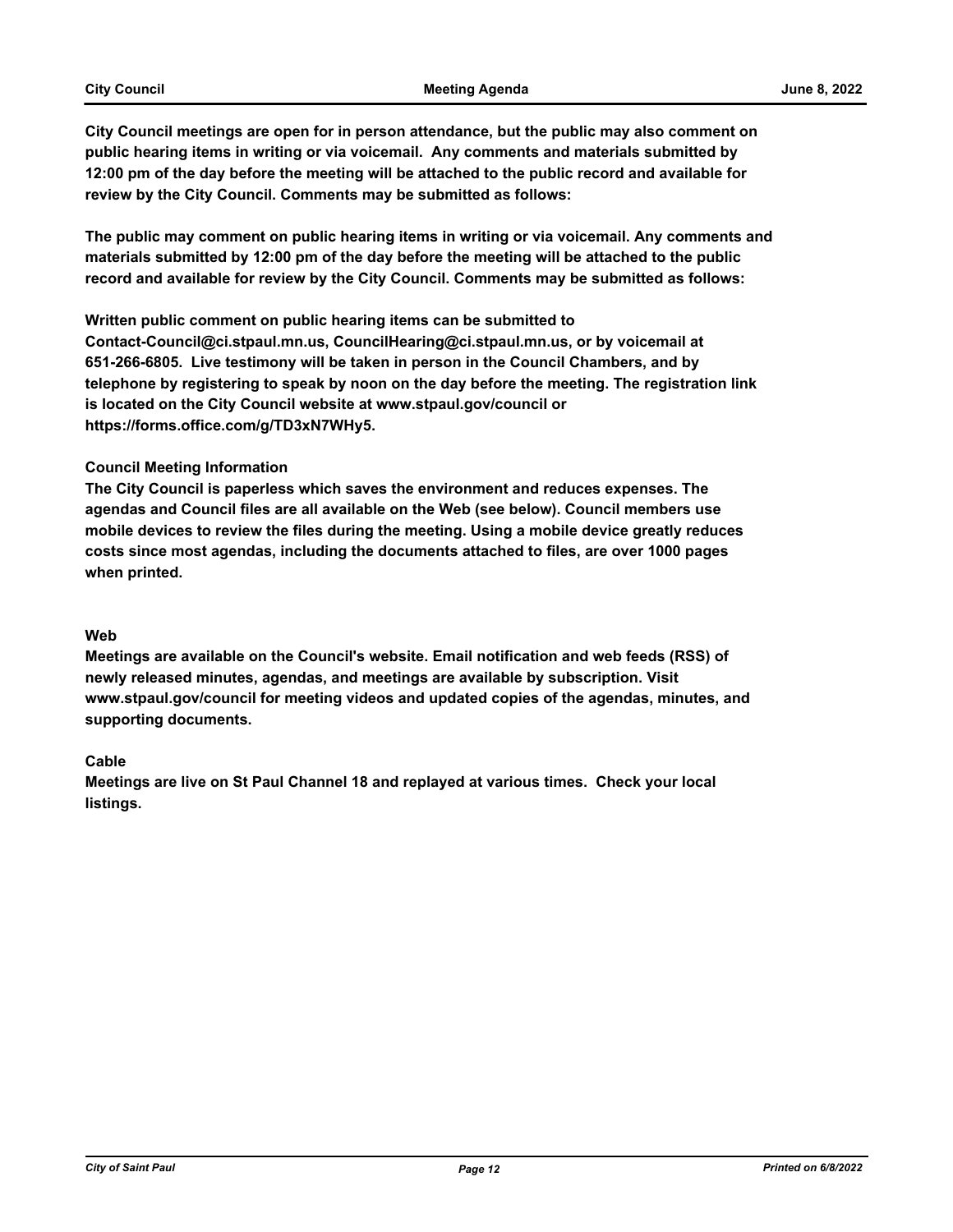**City Council meetings are open for in person attendance, but the public may also comment on public hearing items in writing or via voicemail. Any comments and materials submitted by 12:00 pm of the day before the meeting will be attached to the public record and available for review by the City Council. Comments may be submitted as follows:**

**The public may comment on public hearing items in writing or via voicemail. Any comments and materials submitted by 12:00 pm of the day before the meeting will be attached to the public record and available for review by the City Council. Comments may be submitted as follows:**

**Written public comment on public hearing items can be submitted to Contact-Council@ci.stpaul.mn.us, CouncilHearing@ci.stpaul.mn.us, or by voicemail at 651-266-6805. Live testimony will be taken in person in the Council Chambers, and by telephone by registering to speak by noon on the day before the meeting. The registration link is located on the City Council website at www.stpaul.gov/council or https://forms.office.com/g/TD3xN7WHy5.**

**Council Meeting Information**

**The City Council is paperless which saves the environment and reduces expenses. The agendas and Council files are all available on the Web (see below). Council members use mobile devices to review the files during the meeting. Using a mobile device greatly reduces costs since most agendas, including the documents attached to files, are over 1000 pages when printed.**

**Web**

**Meetings are available on the Council's website. Email notification and web feeds (RSS) of newly released minutes, agendas, and meetings are available by subscription. Visit www.stpaul.gov/council for meeting videos and updated copies of the agendas, minutes, and supporting documents.**

**Cable**

**Meetings are live on St Paul Channel 18 and replayed at various times. Check your local listings.**